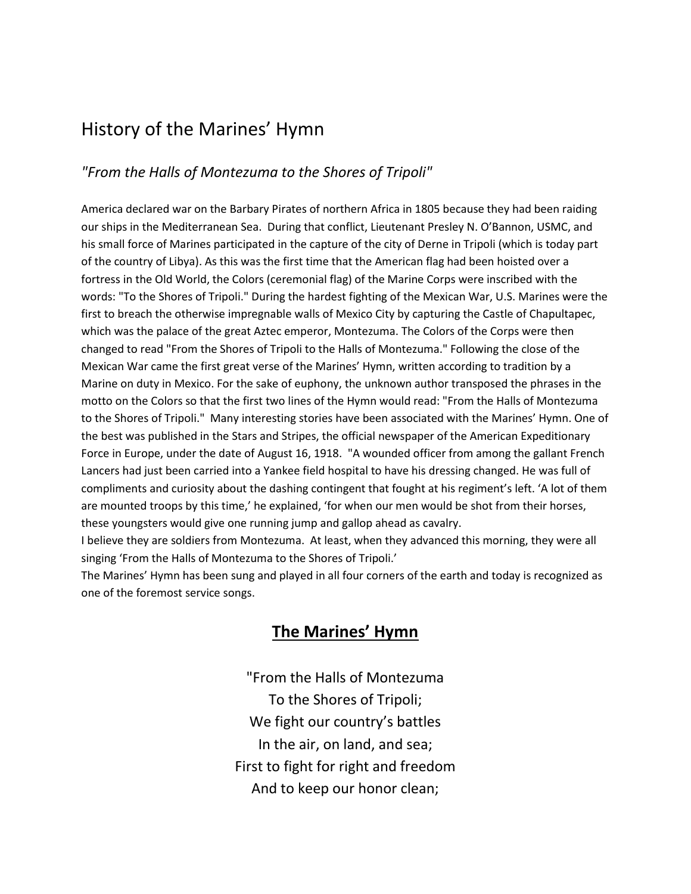# History of the Marines' Hymn

*"From the Halls of Montezuma to the Shores of Tripoli"*

America declared war on the Barbary Pirates of northern Africa in 1805 because they had been raiding our ships in the Mediterranean Sea. During that conflict, Lieutenant Presley N. O'Bannon, USMC, and his small force of Marines participated in the capture of the city of Derne in Tripoli (which is today part of the country of Libya). As this was the first time that the American flag had been hoisted over a fortress in the Old World, the Colors (ceremonial flag) of the Marine Corps were inscribed with the words: "To the Shores of Tripoli." During the hardest fighting of the Mexican War, U.S. Marines were the first to breach the otherwise impregnable walls of Mexico City by capturing the Castle of Chapultapec, which was the palace of the great Aztec emperor, Montezuma. The Colors of the Corps were then changed to read "From the Shores of Tripoli to the Halls of Montezuma." Following the close of the Mexican War came the first great verse of the Marines' Hymn, written according to tradition by a Marine on duty in Mexico. For the sake of euphony, the unknown author transposed the phrases in the motto on the Colors so that the first two lines of the Hymn would read: "From the Halls of Montezuma to the Shores of Tripoli." Many interesting stories have been associated with the Marines' Hymn. One of the best was published in the Stars and Stripes, the official newspaper of the American Expeditionary Force in Europe, under the date of August 16, 1918. "A wounded officer from among the gallant French Lancers had just been carried into a Yankee field hospital to have his dressing changed. He was full of compliments and curiosity about the dashing contingent that fought at his regiment's left. 'A lot of them are mounted troops by this time,' he explained, 'for when our men would be shot from their horses, these youngsters would give one running jump and gallop ahead as cavalry.
I believe they are soldiers from Montezuma. At least, when they advanced this morning, they were all singing 'From the Halls of Montezuma to the Shores of Tripoli.'
The Marines' Hymn has been sung and played in all four corners of the earth and today is recognized as one of the foremost service songs.

## **<u>The Marines' Hymn</u>**

"From the Halls of Montezuma
To the Shores of Tripoli;
We fight our country's battles
In the air, on land, and sea;
First to fight for right and freedom
And to keep our honor clean;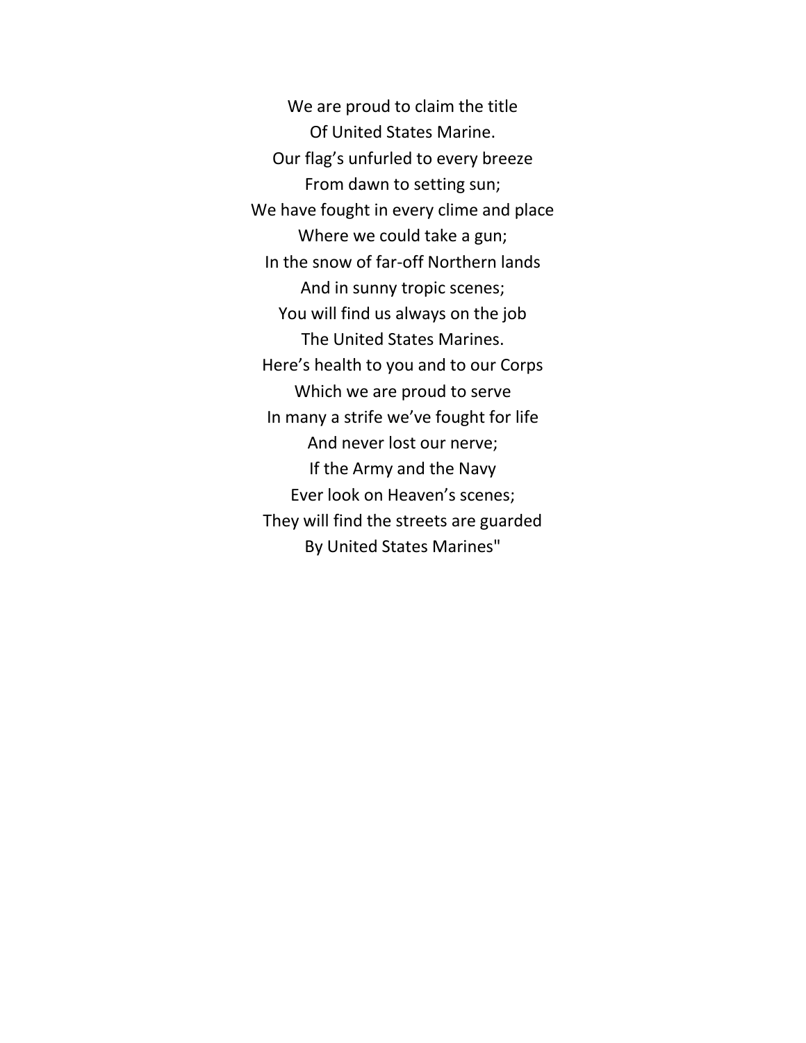We are proud to claim the title  
Of United States Marine.  
Our flag's unfurled to every breeze  
From dawn to setting sun;  
We have fought in every clime and place  
Where we could take a gun;  
In the snow of far-off Northern lands  
And in sunny tropic scenes;  
You will find us always on the job  
The United States Marines.  
Here's health to you and to our Corps  
Which we are proud to serve  
In many a strife we've fought for life  
And never lost our nerve;  
If the Army and the Navy  
Ever look on Heaven's scenes;  
They will find the streets are guarded  
By United States Marines"